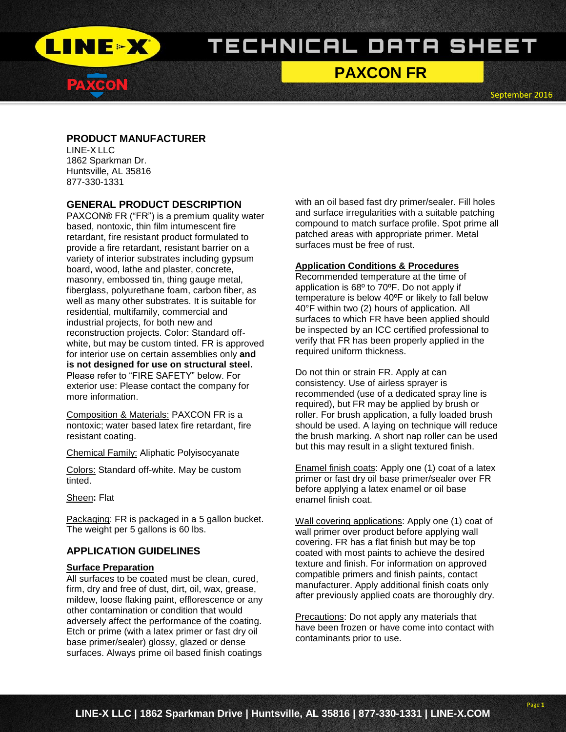# TECHNICAL DATA SHEET

## PAXCON FR

September 2016

### PRODUCT MANUFACTURER

LINE-X LLC
1862 Sparkman Dr.
Huntsville, AL 35816
877-330-1331

### GENERAL PRODUCT DESCRIPTION

PAXCON® FR ("FR") is a premium quality water based, nontoxic, thin film intumescent fire retardant, fire resistant product formulated to provide a fire retardant, resistant barrier on a variety of interior substrates including gypsum board, wood, lathe and plaster, concrete, masonry, embossed tin, thing gauge metal, fiberglass, polyurethane foam, carbon fiber, as well as many other substrates. It is suitable for residential, multifamily, commercial and industrial projects, for both new and reconstruction projects. Color: Standard off-white, but may be custom tinted. FR is approved for interior use on certain assemblies only **and is not designed for use on structural steel.** Please refer to "FIRE SAFETY" below. For exterior use: Please contact the company for more information.

Composition & Materials: PAXCON FR is a nontoxic; water based latex fire retardant, fire resistant coating.

Chemical Family: Aliphatic Polyisocyanate

Colors: Standard off-white. May be custom tinted.

Sheen**:** Flat

Packaging: FR is packaged in a 5 gallon bucket. The weight per 5 gallons is 60 lbs.

### APPLICATION GUIDELINES

**Surface Preparation**

All surfaces to be coated must be clean, cured, firm, dry and free of dust, dirt, oil, wax, grease, mildew, loose flaking paint, efflorescence or any other contamination or condition that would adversely affect the performance of the coating. Etch or prime (with a latex primer or fast dry oil base primer/sealer) glossy, glazed or dense surfaces. Always prime oil based finish coatings with an oil based fast dry primer/sealer. Fill holes and surface irregularities with a suitable patching compound to match surface profile. Spot prime all patched areas with appropriate primer. Metal surfaces must be free of rust.

**Application Conditions & Procedures**

Recommended temperature at the time of application is 68º to 70ºF. Do not apply if temperature is below 40ºF or likely to fall below 40°F within two (2) hours of application. All surfaces to which FR have been applied should be inspected by an ICC certified professional to verify that FR has been properly applied in the required uniform thickness.

Do not thin or strain FR. Apply at can consistency. Use of airless sprayer is recommended (use of a dedicated spray line is required), but FR may be applied by brush or roller. For brush application, a fully loaded brush should be used. A laying on technique will reduce the brush marking. A short nap roller can be used but this may result in a slight textured finish.

Enamel finish coats: Apply one (1) coat of a latex primer or fast dry oil base primer/sealer over FR before applying a latex enamel or oil base enamel finish coat.

Wall covering applications: Apply one (1) coat of wall primer over product before applying wall covering. FR has a flat finish but may be top coated with most paints to achieve the desired texture and finish. For information on approved compatible primers and finish paints, contact manufacturer. Apply additional finish coats only after previously applied coats are thoroughly dry.

Precautions: Do not apply any materials that have been frozen or have come into contact with contaminants prior to use.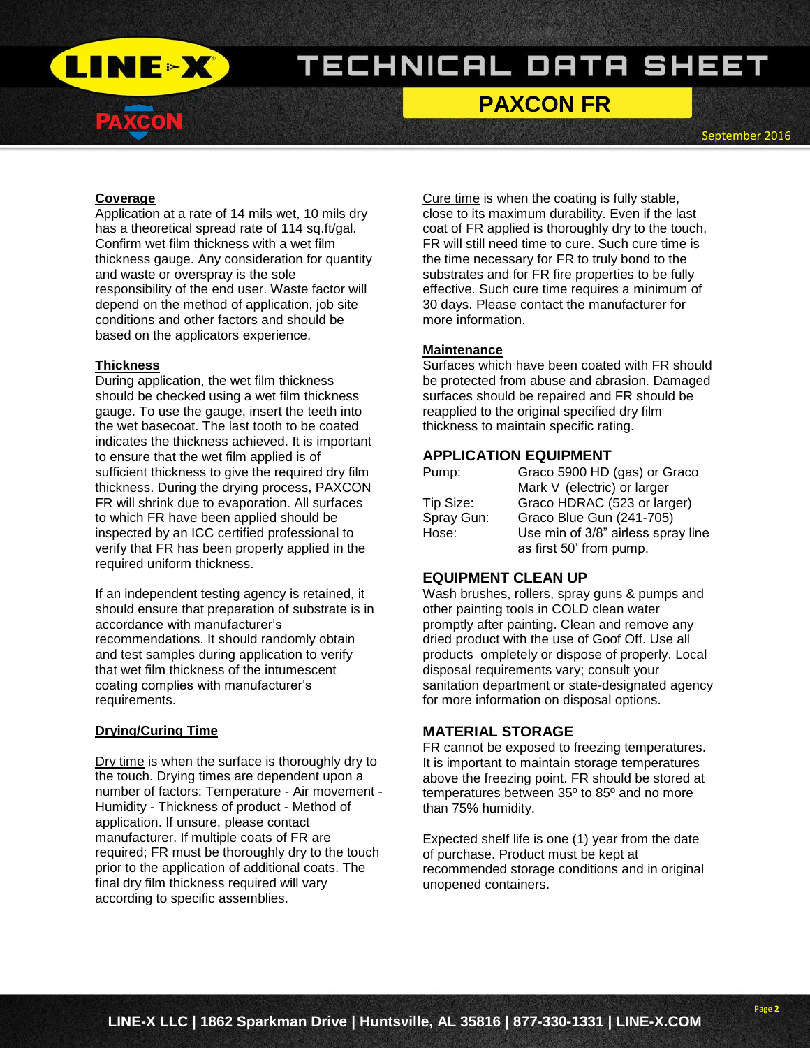### Coverage

Application at a rate of 14 mils wet, 10 mils dry has a theoretical spread rate of 114 sq.ft/gal. Confirm wet film thickness with a wet film thickness gauge. Any consideration for quantity and waste or overspray is the sole responsibility of the end user. Waste factor will depend on the method of application, job site conditions and other factors and should be based on the applicators experience.

### Thickness

During application, the wet film thickness should be checked using a wet film thickness gauge. To use the gauge, insert the teeth into the wet basecoat. The last tooth to be coated indicates the thickness achieved. It is important to ensure that the wet film applied is of sufficient thickness to give the required dry film thickness. During the drying process, PAXCON FR will shrink due to evaporation. All surfaces to which FR have been applied should be inspected by an ICC certified professional to verify that FR has been properly applied in the required uniform thickness.

If an independent testing agency is retained, it should ensure that preparation of substrate is in accordance with manufacturer's recommendations. It should randomly obtain and test samples during application to verify that wet film thickness of the intumescent coating complies with manufacturer's requirements.

### Drying/Curing Time

Dry time is when the surface is thoroughly dry to the touch. Drying times are dependent upon a number of factors: Temperature - Air movement - Humidity - Thickness of product - Method of application. If unsure, please contact manufacturer. If multiple coats of FR are required; FR must be thoroughly dry to the touch prior to the application of additional coats. The final dry film thickness required will vary according to specific assemblies.

Cure time is when the coating is fully stable, close to its maximum durability. Even if the last coat of FR applied is thoroughly dry to the touch, FR will still need time to cure. Such cure time is the time necessary for FR to truly bond to the substrates and for FR fire properties to be fully effective. Such cure time requires a minimum of 30 days. Please contact the manufacturer for more information.

### Maintenance

Surfaces which have been coated with FR should be protected from abuse and abrasion. Damaged surfaces should be repaired and FR should be reapplied to the original specified dry film thickness to maintain specific rating.

## APPLICATION EQUIPMENT

| | |
|---|---|
| Pump: | Graco 5900 HD (gas) or Graco Mark V (electric) or larger |
| Tip Size: | Graco HDRAC (523 or larger) |
| Spray Gun: | Graco Blue Gun (241-705) |
| Hose: | Use min of 3/8" airless spray line as first 50' from pump. |

## EQUIPMENT CLEAN UP

Wash brushes, rollers, spray guns & pumps and other painting tools in COLD clean water promptly after painting. Clean and remove any dried product with the use of Goof Off. Use all products ompletely or dispose of properly. Local disposal requirements vary; consult your sanitation department or state-designated agency for more information on disposal options.

## MATERIAL STORAGE

FR cannot be exposed to freezing temperatures. It is important to maintain storage temperatures above the freezing point. FR should be stored at temperatures between 35º to 85º and no more than 75% humidity.

Expected shelf life is one (1) year from the date of purchase. Product must be kept at recommended storage conditions and in original unopened containers.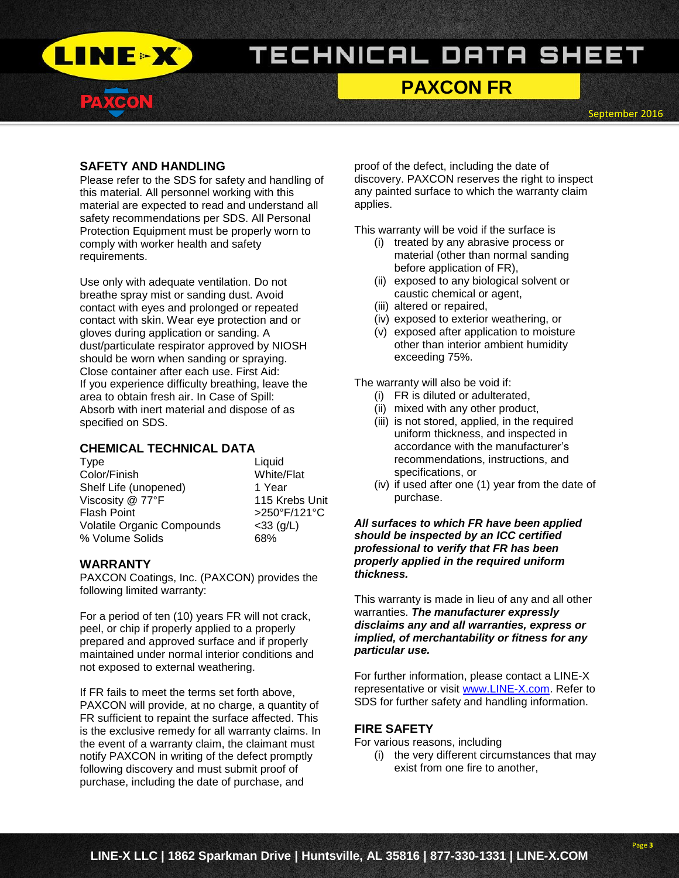## SAFETY AND HANDLING

Please refer to the SDS for safety and handling of this material. All personnel working with this material are expected to read and understand all safety recommendations per SDS. All Personal Protection Equipment must be properly worn to comply with worker health and safety requirements.

Use only with adequate ventilation. Do not breathe spray mist or sanding dust. Avoid contact with eyes and prolonged or repeated contact with skin. Wear eye protection and or gloves during application or sanding. A dust/particulate respirator approved by NIOSH should be worn when sanding or spraying. Close container after each use. First Aid: If you experience difficulty breathing, leave the area to obtain fresh air. In Case of Spill: Absorb with inert material and dispose of as specified on SDS.

## CHEMICAL TECHNICAL DATA

| | |
|---|---|
| Type | Liquid |
| Color/Finish | White/Flat |
| Shelf Life (unopened) | 1 Year |
| Viscosity @ 77°F | 115 Krebs Unit |
| Flash Point | >250°F/121°C |
| Volatile Organic Compounds | <33 (g/L) |
| % Volume Solids | 68% |

## WARRANTY

PAXCON Coatings, Inc. (PAXCON) provides the following limited warranty:

For a period of ten (10) years FR will not crack, peel, or chip if properly applied to a properly prepared and approved surface and if properly maintained under normal interior conditions and not exposed to external weathering.

If FR fails to meet the terms set forth above, PAXCON will provide, at no charge, a quantity of FR sufficient to repaint the surface affected. This is the exclusive remedy for all warranty claims. In the event of a warranty claim, the claimant must notify PAXCON in writing of the defect promptly following discovery and must submit proof of purchase, including the date of purchase, and proof of the defect, including the date of discovery. PAXCON reserves the right to inspect any painted surface to which the warranty claim applies.

This warranty will be void if the surface is

(i) treated by any abrasive process or material (other than normal sanding before application of FR),
(ii) exposed to any biological solvent or caustic chemical or agent,
(iii) altered or repaired,
(iv) exposed to exterior weathering, or
(v) exposed after application to moisture other than interior ambient humidity exceeding 75%.

The warranty will also be void if:

(i) FR is diluted or adulterated,
(ii) mixed with any other product,
(iii) is not stored, applied, in the required uniform thickness, and inspected in accordance with the manufacturer's recommendations, instructions, and specifications, or
(iv) if used after one (1) year from the date of purchase.

***All surfaces to which FR have been applied should be inspected by an ICC certified professional to verify that FR has been properly applied in the required uniform thickness.***

This warranty is made in lieu of any and all other warranties. ***The manufacturer expressly disclaims any and all warranties, express or implied, of merchantability or fitness for any particular use.***

For further information, please contact a LINE-X representative or visit www.LINE-X.com. Refer to SDS for further safety and handling information.

## FIRE SAFETY

For various reasons, including

(i) the very different circumstances that may exist from one fire to another,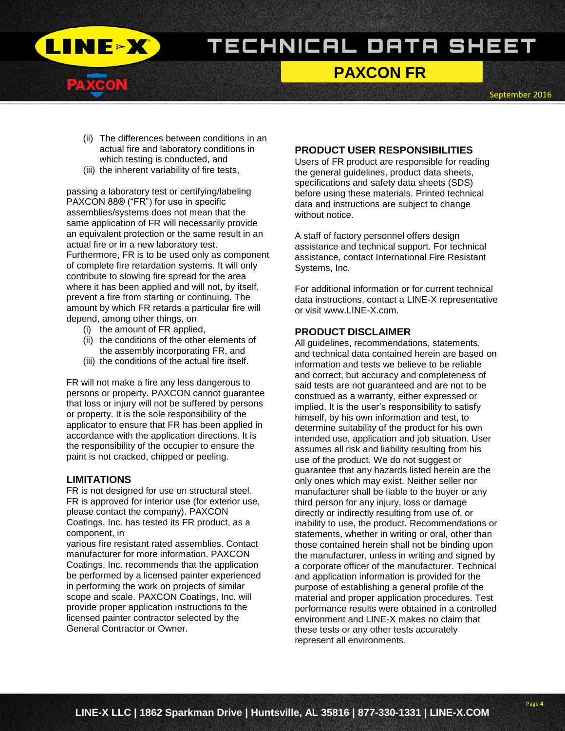(ii) The differences between conditions in an actual fire and laboratory conditions in which testing is conducted, and
(iii) the inherent variability of fire tests,

passing a laboratory test or certifying/labeling PAXCON 88® ("FR") for use in specific assemblies/systems does not mean that the same application of FR will necessarily provide an equivalent protection or the same result in an actual fire or in a new laboratory test. Furthermore, FR is to be used only as component of complete fire retardation systems. It will only contribute to slowing fire spread for the area where it has been applied and will not, by itself, prevent a fire from starting or continuing. The amount by which FR retards a particular fire will depend, among other things, on

(i) the amount of FR applied,
(ii) the conditions of the other elements of the assembly incorporating FR, and
(iii) the conditions of the actual fire itself.

FR will not make a fire any less dangerous to persons or property. PAXCON cannot guarantee that loss or injury will not be suffered by persons or property. It is the sole responsibility of the applicator to ensure that FR has been applied in accordance with the application directions. It is the responsibility of the occupier to ensure the paint is not cracked, chipped or peeling.

## LIMITATIONS

FR is not designed for use on structural steel. FR is approved for interior use (for exterior use, please contact the company). PAXCON Coatings, Inc. has tested its FR product, as a component, in various fire resistant rated assemblies. Contact manufacturer for more information. PAXCON Coatings, Inc. recommends that the application be performed by a licensed painter experienced in performing the work on projects of similar scope and scale. PAXCON Coatings, Inc. will provide proper application instructions to the licensed painter contractor selected by the General Contractor or Owner.

## PRODUCT USER RESPONSIBILITIES

Users of FR product are responsible for reading the general guidelines, product data sheets, specifications and safety data sheets (SDS) before using these materials. Printed technical data and instructions are subject to change without notice.

A staff of factory personnel offers design assistance and technical support. For technical assistance, contact International Fire Resistant Systems, Inc.

For additional information or for current technical data instructions, contact a LINE-X representative or visit www.LINE-X.com.

## PRODUCT DISCLAIMER

All guidelines, recommendations, statements, and technical data contained herein are based on information and tests we believe to be reliable and correct, but accuracy and completeness of said tests are not guaranteed and are not to be construed as a warranty, either expressed or implied. It is the user's responsibility to satisfy himself, by his own information and test, to determine suitability of the product for his own intended use, application and job situation. User assumes all risk and liability resulting from his use of the product. We do not suggest or guarantee that any hazards listed herein are the only ones which may exist. Neither seller nor manufacturer shall be liable to the buyer or any third person for any injury, loss or damage directly or indirectly resulting from use of, or inability to use, the product. Recommendations or statements, whether in writing or oral, other than those contained herein shall not be binding upon the manufacturer, unless in writing and signed by a corporate officer of the manufacturer. Technical and application information is provided for the purpose of establishing a general profile of the material and proper application procedures. Test performance results were obtained in a controlled environment and LINE-X makes no claim that these tests or any other tests accurately represent all environments.